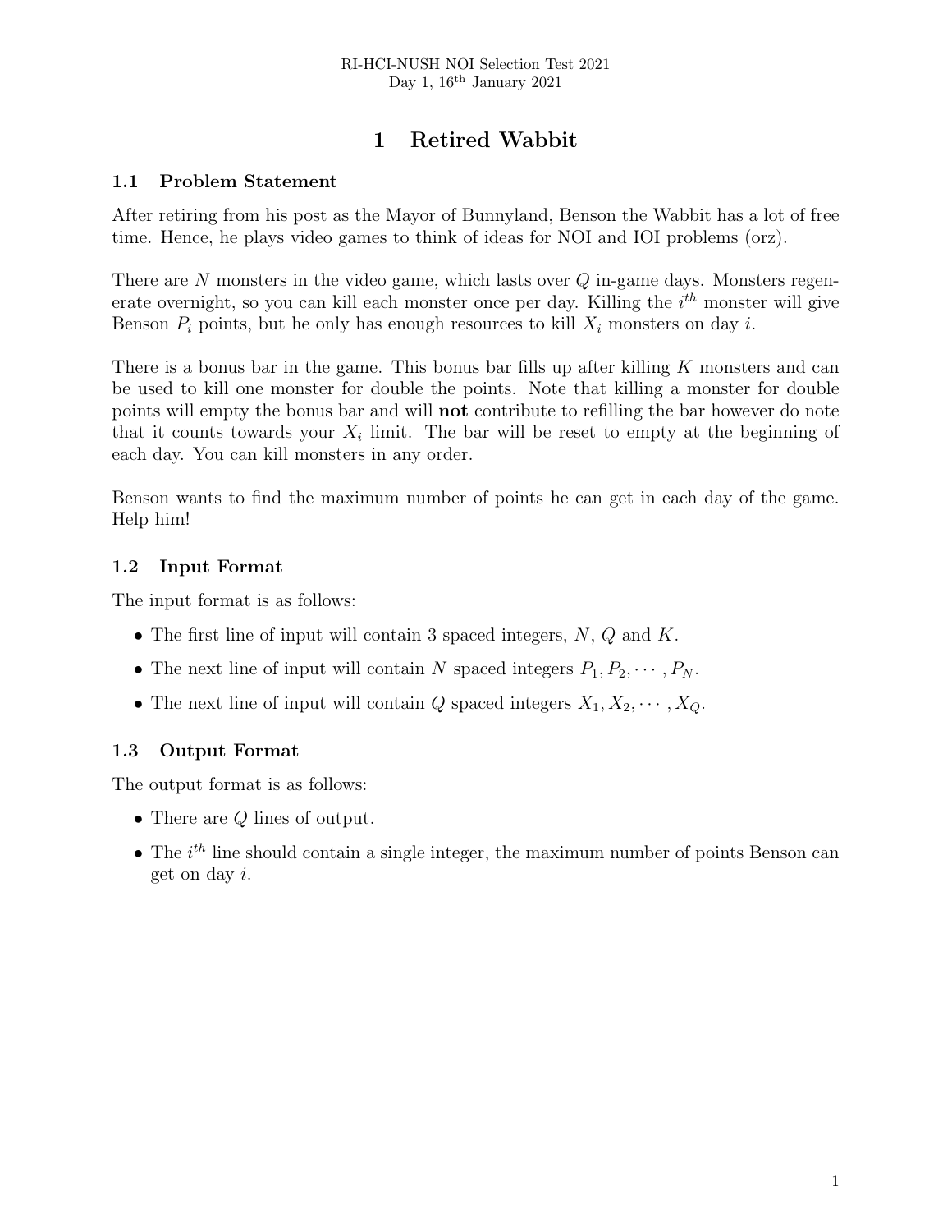# 1 Retired Wabbit

## 1.1 Problem Statement

After retiring from his post as the Mayor of Bunnyland, Benson the Wabbit has a lot of free time. Hence, he plays video games to think of ideas for NOI and IOI problems (orz).

There are $N$ monsters in the video game, which lasts over $Q$ in-game days. Monsters regenerate overnight, so you can kill each monster once per day. Killing the $i^{th}$ monster will give Benson $P_i$ points, but he only has enough resources to kill $X_i$ monsters on day $i$.

There is a bonus bar in the game. This bonus bar fills up after killing $K$ monsters and can be used to kill one monster for double the points. Note that killing a monster for double points will empty the bonus bar and will **not** contribute to refilling the bar however do note that it counts towards your $X_i$ limit. The bar will be reset to empty at the beginning of each day. You can kill monsters in any order.

Benson wants to find the maximum number of points he can get in each day of the game. Help him!

## 1.2 Input Format

The input format is as follows:

- The first line of input will contain 3 spaced integers, $N$, $Q$ and $K$.
- The next line of input will contain $N$ spaced integers $P_1, P_2, \cdots, P_N$.
- The next line of input will contain $Q$ spaced integers $X_1, X_2, \cdots, X_Q$.

## 1.3 Output Format

The output format is as follows:

- There are $Q$ lines of output.
- The $i^{th}$ line should contain a single integer, the maximum number of points Benson can get on day $i$.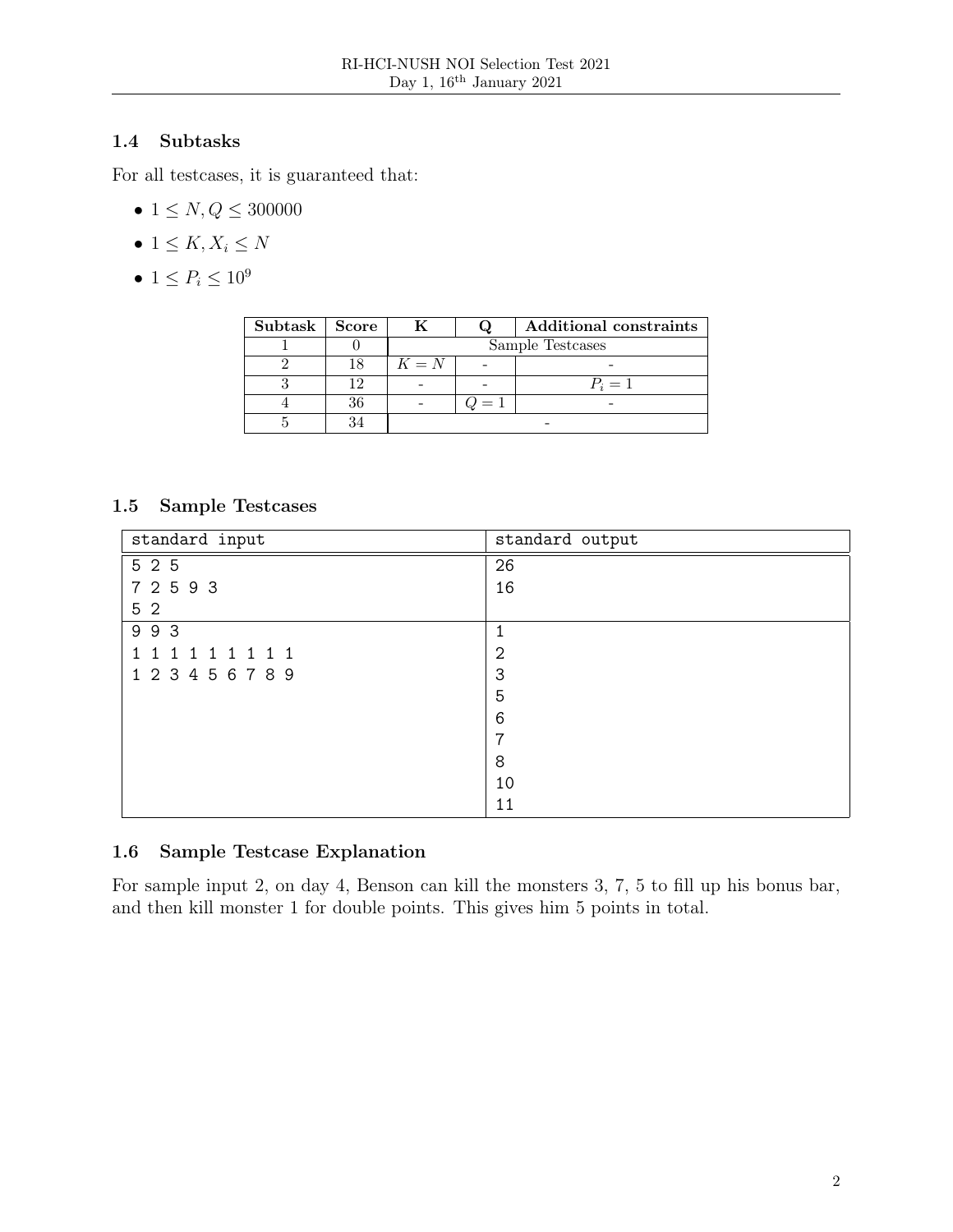### 1.4 Subtasks

For all testcases, it is guaranteed that:

- $1 \leq N, Q \leq 300000$
- $1 \leq K, X_i \leq N$
- $1 \leq P_i \leq 10^9$

| Subtask | Score | K | Q | Additional constraints |
| --- | --- | --- | --- | --- |
| 1 | 0 | Sample Testcases | | |
| 2 | 18 | $K = N$ | - | - |
| 3 | 12 | - | - | $P_i = 1$ |
| 4 | 36 | - | $Q = 1$ | - |
| 5 | 34 | - | | |

### 1.5 Sample Testcases

| standard input | standard output |
| --- | --- |
| 5 2 5<br>7 2 5 9 3<br>5 2 | 26<br>16 |
| 9 9 3<br>1 1 1 1 1 1 1 1 1<br>1 2 3 4 5 6 7 8 9 | 1<br>2<br>3<br>5<br>6<br>7<br>8<br>10<br>11 |

### 1.6 Sample Testcase Explanation

For sample input 2, on day 4, Benson can kill the monsters 3, 7, 5 to fill up his bonus bar, and then kill monster 1 for double points. This gives him 5 points in total.